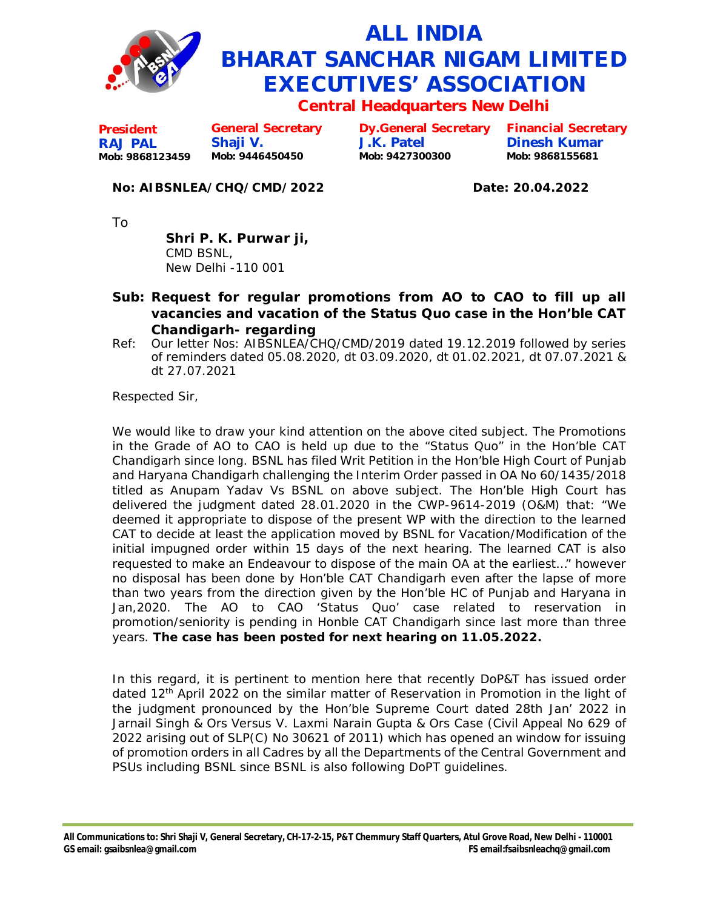# ALL INDIA BHARAT SANCHAR NIGAM LIMITED EXECUTIVES' ASSOCIATION

## Central Headquarters New Delhi

| President | General Secretary | Dy.General Secretary | Financial Secretary |
|---|---|---|---|
| **RAJ PAL** | **Shaji V.** | **J.K. Patel** | **Dinesh Kumar** |
| Mob: 9868123459 | Mob: 9446450450 | Mob: 9427300300 | Mob: 9868155681 |

**No: AIBSNLEA/CHQ/CMD/2022** **Date: 20.04.2022**

To

**Shri P. K. Purwar ji,**
CMD BSNL,
New Delhi -110 001

**Sub: Request for regular promotions from AO to CAO to fill up all vacancies and vacation of the Status Quo case in the Hon'ble CAT Chandigarh- regarding**

Ref: Our letter Nos: AIBSNLEA/CHQ/CMD/2019 dated 19.12.2019 followed by series of reminders dated 05.08.2020, dt 03.09.2020, dt 01.02.2021, dt 07.07.2021 & dt 27.07.2021

Respected Sir,

We would like to draw your kind attention on the above cited subject. The Promotions in the Grade of AO to CAO is held up due to the "Status Quo" in the Hon'ble CAT Chandigarh since long. BSNL has filed Writ Petition in the Hon'ble High Court of Punjab and Haryana Chandigarh challenging the Interim Order passed in OA No 60/1435/2018 titled as Anupam Yadav Vs BSNL on above subject. The Hon'ble High Court has delivered the judgment dated 28.01.2020 in the CWP-9614-2019 (O&M) that: "We deemed it appropriate to dispose of the present WP with the direction to the learned CAT to decide at least the application moved by BSNL for Vacation/Modification of the initial impugned order within 15 days of the next hearing. The learned CAT is also requested to make an Endeavour to dispose of the main OA at the earliest…" however no disposal has been done by Hon'ble CAT Chandigarh even after the lapse of more than two years from the direction given by the Hon'ble HC of Punjab and Haryana in Jan,2020. The AO to CAO 'Status Quo' case related to reservation in promotion/seniority is pending in Honble CAT Chandigarh since last more than three years. **The case has been posted for next hearing on 11.05.2022.**

In this regard, it is pertinent to mention here that recently DoP&T has issued order dated 12th April 2022 on the similar matter of Reservation in Promotion in the light of the judgment pronounced by the Hon'ble Supreme Court dated 28th Jan' 2022 in Jarnail Singh & Ors Versus V. Laxmi Narain Gupta & Ors Case (Civil Appeal No 629 of 2022 arising out of SLP(C) No 30621 of 2011) which has opened an window for issuing of promotion orders in all Cadres by all the Departments of the Central Government and PSUs including BSNL since BSNL is also following DoPT guidelines.

**All Communications to: Shri Shaji V, General Secretary, CH-17-2-15, P&T Chemmury Staff Quarters, Atul Grove Road, New Delhi - 110001**
**GS email: gsaibsnlea@gmail.com** **FS email:fsaibsnleachq@gmail.com**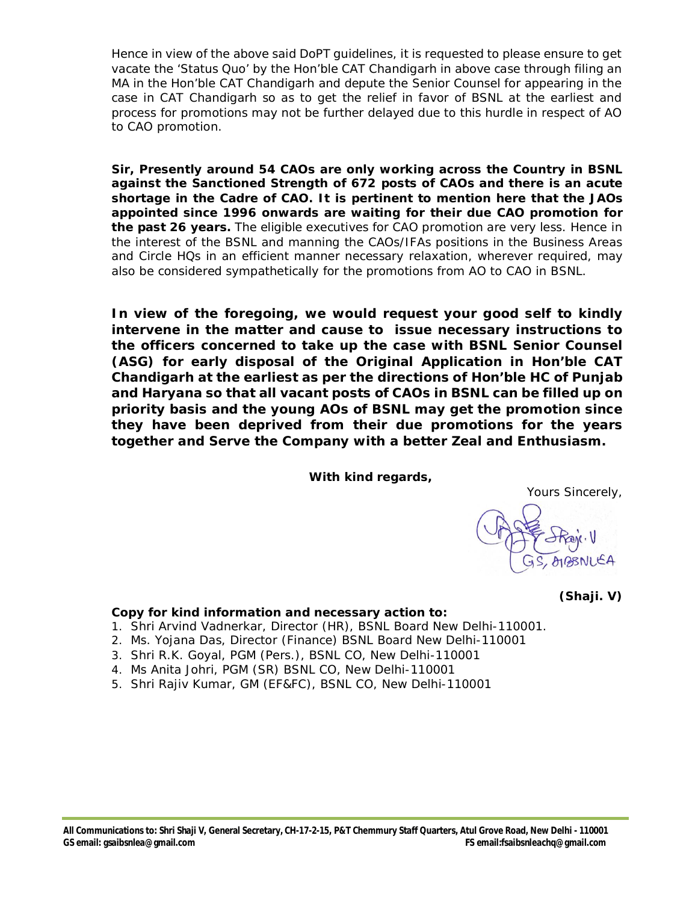Hence in view of the above said DoPT guidelines, it is requested to please ensure to get vacate the 'Status Quo' by the Hon'ble CAT Chandigarh in above case through filing an MA in the Hon'ble CAT Chandigarh and depute the Senior Counsel for appearing in the case in CAT Chandigarh so as to get the relief in favor of BSNL at the earliest and process for promotions may not be further delayed due to this hurdle in respect of AO to CAO promotion.

**Sir, Presently around 54 CAOs are only working across the Country in BSNL against the Sanctioned Strength of 672 posts of CAOs and there is an acute shortage in the Cadre of CAO. It is pertinent to mention here that the JAOs appointed since 1996 onwards are waiting for their due CAO promotion for the past 26 years.** The eligible executives for CAO promotion are very less. Hence in the interest of the BSNL and manning the CAOs/IFAs positions in the Business Areas and Circle HQs in an efficient manner necessary relaxation, wherever required, may also be considered sympathetically for the promotions from AO to CAO in BSNL.

**In view of the foregoing, we would request your good self to kindly intervene in the matter and cause to issue necessary instructions to the officers concerned to take up the case with BSNL Senior Counsel (ASG) for early disposal of the Original Application in Hon'ble CAT Chandigarh at the earliest as per the directions of Hon'ble HC of Punjab and Haryana so that all vacant posts of CAOs in BSNL can be filled up on priority basis and the young AOs of BSNL may get the promotion since they have been deprived from their due promotions for the years together and Serve the Company with a better Zeal and Enthusiasm.**

**With kind regards,**

Yours Sincerely,

Shaji. V
GS, AIBSNLEA

**(Shaji. V)**

**Copy for kind information and necessary action to:**

1. Shri Arvind Vadnerkar, Director (HR), BSNL Board New Delhi-110001.
2. Ms. Yojana Das, Director (Finance) BSNL Board New Delhi-110001
3. Shri R.K. Goyal, PGM (Pers.), BSNL CO, New Delhi-110001
4. Ms Anita Johri, PGM (SR) BSNL CO, New Delhi-110001
5. Shri Rajiv Kumar, GM (EF&FC), BSNL CO, New Delhi-110001

**All Communications to: Shri Shaji V, General Secretary, CH-17-2-15, P&T Chemmury Staff Quarters, Atul Grove Road, New Delhi - 110001**
**GS email: gsaibsnlea@gmail.com** **FS email:fsaibsnleachq@gmail.com**